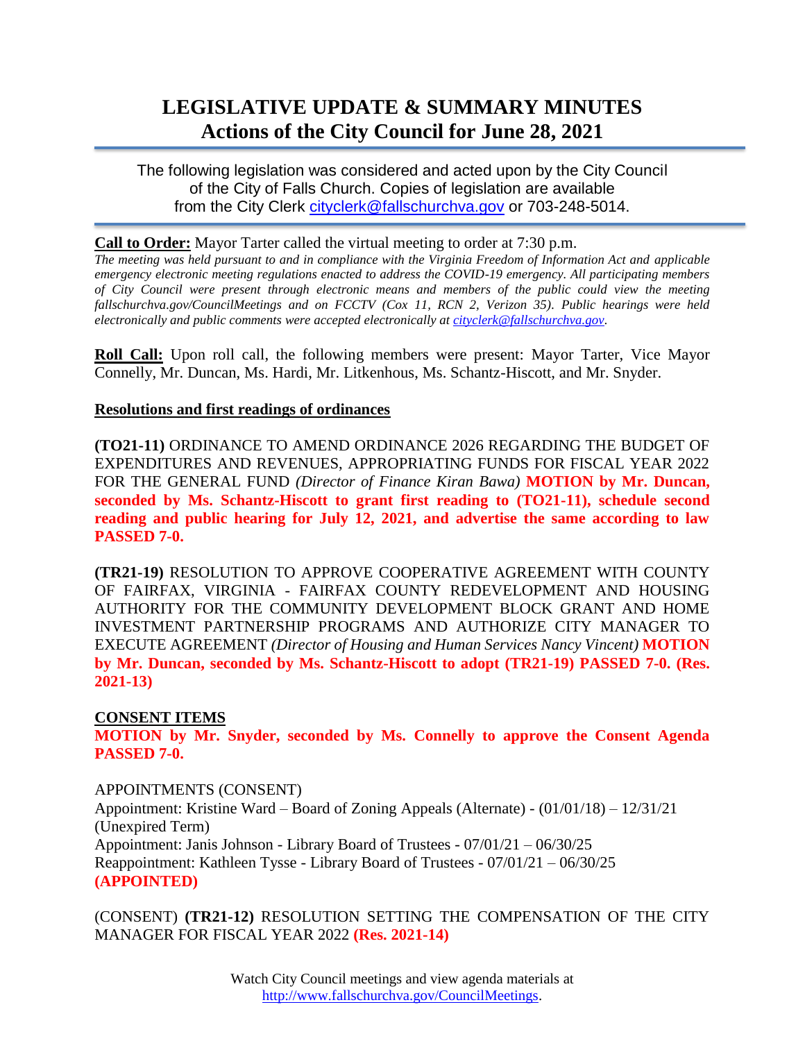# LEGISLATIVE UPDATE & SUMMARY MINUTES
## Actions of the City Council for June 28, 2021

The following legislation was considered and acted upon by the City Council of the City of Falls Church. Copies of legislation are available from the City Clerk cityclerk@fallschurchva.gov or 703-248-5014.

**Call to Order:** Mayor Tarter called the virtual meeting to order at 7:30 p.m.
*The meeting was held pursuant to and in compliance with the Virginia Freedom of Information Act and applicable emergency electronic meeting regulations enacted to address the COVID-19 emergency. All participating members of City Council were present through electronic means and members of the public could view the meeting fallschurchva.gov/CouncilMeetings and on FCCTV (Cox 11, RCN 2, Verizon 35). Public hearings were held electronically and public comments were accepted electronically at cityclerk@fallschurchva.gov.*

**Roll Call:** Upon roll call, the following members were present: Mayor Tarter, Vice Mayor Connelly, Mr. Duncan, Ms. Hardi, Mr. Litkenhous, Ms. Schantz-Hiscott, and Mr. Snyder.

**Resolutions and first readings of ordinances**

**(TO21-11)** ORDINANCE TO AMEND ORDINANCE 2026 REGARDING THE BUDGET OF EXPENDITURES AND REVENUES, APPROPRIATING FUNDS FOR FISCAL YEAR 2022 FOR THE GENERAL FUND *(Director of Finance Kiran Bawa)* **MOTION by Mr. Duncan, seconded by Ms. Schantz-Hiscott to grant first reading to (TO21-11), schedule second reading and public hearing for July 12, 2021, and advertise the same according to law PASSED 7-0.**

**(TR21-19)** RESOLUTION TO APPROVE COOPERATIVE AGREEMENT WITH COUNTY OF FAIRFAX, VIRGINIA - FAIRFAX COUNTY REDEVELOPMENT AND HOUSING AUTHORITY FOR THE COMMUNITY DEVELOPMENT BLOCK GRANT AND HOME INVESTMENT PARTNERSHIP PROGRAMS AND AUTHORIZE CITY MANAGER TO EXECUTE AGREEMENT *(Director of Housing and Human Services Nancy Vincent)* **MOTION by Mr. Duncan, seconded by Ms. Schantz-Hiscott to adopt (TR21-19) PASSED 7-0. (Res. 2021-13)**

**CONSENT ITEMS**

**MOTION by Mr. Snyder, seconded by Ms. Connelly to approve the Consent Agenda PASSED 7-0.**

APPOINTMENTS (CONSENT)
Appointment: Kristine Ward – Board of Zoning Appeals (Alternate) - (01/01/18) – 12/31/21 (Unexpired Term)
Appointment: Janis Johnson - Library Board of Trustees - 07/01/21 – 06/30/25
Reappointment: Kathleen Tysse - Library Board of Trustees - 07/01/21 – 06/30/25
**(APPOINTED)**

(CONSENT) **(TR21-12)** RESOLUTION SETTING THE COMPENSATION OF THE CITY MANAGER FOR FISCAL YEAR 2022 **(Res. 2021-14)**

Watch City Council meetings and view agenda materials at http://www.fallschurchva.gov/CouncilMeetings.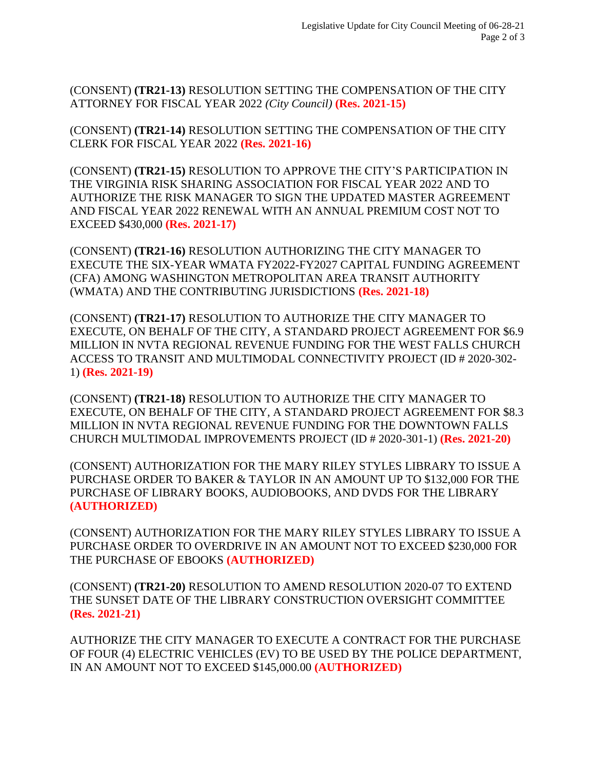(CONSENT) **(TR21-13)** RESOLUTION SETTING THE COMPENSATION OF THE CITY ATTORNEY FOR FISCAL YEAR 2022 *(City Council)* **(Res. 2021-15)**

(CONSENT) **(TR21-14)** RESOLUTION SETTING THE COMPENSATION OF THE CITY CLERK FOR FISCAL YEAR 2022 **(Res. 2021-16)**

(CONSENT) **(TR21-15)** RESOLUTION TO APPROVE THE CITY'S PARTICIPATION IN THE VIRGINIA RISK SHARING ASSOCIATION FOR FISCAL YEAR 2022 AND TO AUTHORIZE THE RISK MANAGER TO SIGN THE UPDATED MASTER AGREEMENT AND FISCAL YEAR 2022 RENEWAL WITH AN ANNUAL PREMIUM COST NOT TO EXCEED $430,000 **(Res. 2021-17)**

(CONSENT) **(TR21-16)** RESOLUTION AUTHORIZING THE CITY MANAGER TO EXECUTE THE SIX-YEAR WMATA FY2022-FY2027 CAPITAL FUNDING AGREEMENT (CFA) AMONG WASHINGTON METROPOLITAN AREA TRANSIT AUTHORITY (WMATA) AND THE CONTRIBUTING JURISDICTIONS **(Res. 2021-18)**

(CONSENT) **(TR21-17)** RESOLUTION TO AUTHORIZE THE CITY MANAGER TO EXECUTE, ON BEHALF OF THE CITY, A STANDARD PROJECT AGREEMENT FOR $6.9 MILLION IN NVTA REGIONAL REVENUE FUNDING FOR THE WEST FALLS CHURCH ACCESS TO TRANSIT AND MULTIMODAL CONNECTIVITY PROJECT (ID # 2020-302-1) **(Res. 2021-19)**

(CONSENT) **(TR21-18)** RESOLUTION TO AUTHORIZE THE CITY MANAGER TO EXECUTE, ON BEHALF OF THE CITY, A STANDARD PROJECT AGREEMENT FOR $8.3 MILLION IN NVTA REGIONAL REVENUE FUNDING FOR THE DOWNTOWN FALLS CHURCH MULTIMODAL IMPROVEMENTS PROJECT (ID # 2020-301-1) **(Res. 2021-20)**

(CONSENT) AUTHORIZATION FOR THE MARY RILEY STYLES LIBRARY TO ISSUE A PURCHASE ORDER TO BAKER & TAYLOR IN AN AMOUNT UP TO $132,000 FOR THE PURCHASE OF LIBRARY BOOKS, AUDIOBOOKS, AND DVDS FOR THE LIBRARY **(AUTHORIZED)**

(CONSENT) AUTHORIZATION FOR THE MARY RILEY STYLES LIBRARY TO ISSUE A PURCHASE ORDER TO OVERDRIVE IN AN AMOUNT NOT TO EXCEED $230,000 FOR THE PURCHASE OF EBOOKS **(AUTHORIZED)**

(CONSENT) **(TR21-20)** RESOLUTION TO AMEND RESOLUTION 2020-07 TO EXTEND THE SUNSET DATE OF THE LIBRARY CONSTRUCTION OVERSIGHT COMMITTEE **(Res. 2021-21)**

AUTHORIZE THE CITY MANAGER TO EXECUTE A CONTRACT FOR THE PURCHASE OF FOUR (4) ELECTRIC VEHICLES (EV) TO BE USED BY THE POLICE DEPARTMENT, IN AN AMOUNT NOT TO EXCEED $145,000.00 **(AUTHORIZED)**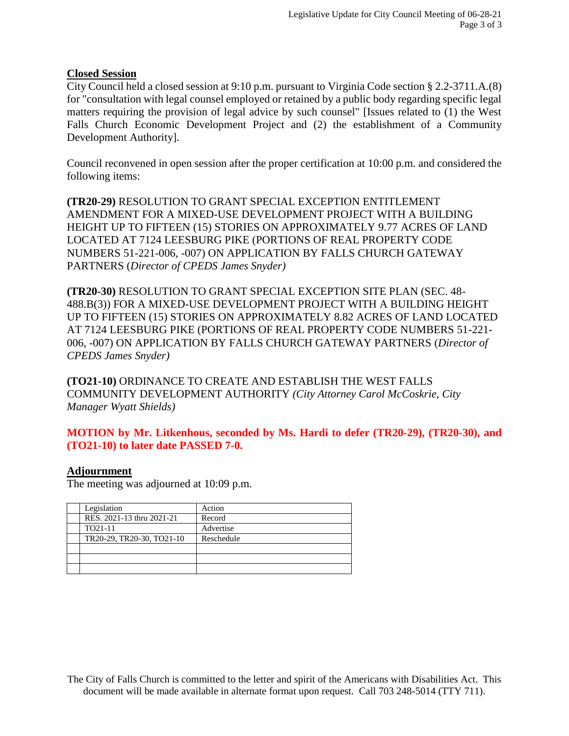## Closed Session

City Council held a closed session at 9:10 p.m. pursuant to Virginia Code section § 2.2-3711.A.(8) for "consultation with legal counsel employed or retained by a public body regarding specific legal matters requiring the provision of legal advice by such counsel" [Issues related to (1) the West Falls Church Economic Development Project and (2) the establishment of a Community Development Authority].

Council reconvened in open session after the proper certification at 10:00 p.m. and considered the following items:

**(TR20-29)** RESOLUTION TO GRANT SPECIAL EXCEPTION ENTITLEMENT AMENDMENT FOR A MIXED-USE DEVELOPMENT PROJECT WITH A BUILDING HEIGHT UP TO FIFTEEN (15) STORIES ON APPROXIMATELY 9.77 ACRES OF LAND LOCATED AT 7124 LEESBURG PIKE (PORTIONS OF REAL PROPERTY CODE NUMBERS 51-221-006, -007) ON APPLICATION BY FALLS CHURCH GATEWAY PARTNERS (*Director of CPEDS James Snyder)*

**(TR20-30)** RESOLUTION TO GRANT SPECIAL EXCEPTION SITE PLAN (SEC. 48-488.B(3)) FOR A MIXED-USE DEVELOPMENT PROJECT WITH A BUILDING HEIGHT UP TO FIFTEEN (15) STORIES ON APPROXIMATELY 8.82 ACRES OF LAND LOCATED AT 7124 LEESBURG PIKE (PORTIONS OF REAL PROPERTY CODE NUMBERS 51-221-006, -007) ON APPLICATION BY FALLS CHURCH GATEWAY PARTNERS (*Director of CPEDS James Snyder)*

**(TO21-10)** ORDINANCE TO CREATE AND ESTABLISH THE WEST FALLS COMMUNITY DEVELOPMENT AUTHORITY *(City Attorney Carol McCoskrie, City Manager Wyatt Shields)*

**MOTION by Mr. Litkenhous, seconded by Ms. Hardi to defer (TR20-29), (TR20-30), and (TO21-10) to later date PASSED 7-0.**

## Adjournment

The meeting was adjourned at 10:09 p.m.

| | Legislation | Action |
|---|---|---|
| | RES. 2021-13 thru 2021-21 | Record |
| | TO21-11 | Advertise |
| | TR20-29, TR20-30, TO21-10 | Reschedule |
| | | |
| | | |
| | | |

The City of Falls Church is committed to the letter and spirit of the Americans with Disabilities Act. This document will be made available in alternate format upon request. Call 703 248-5014 (TTY 711).